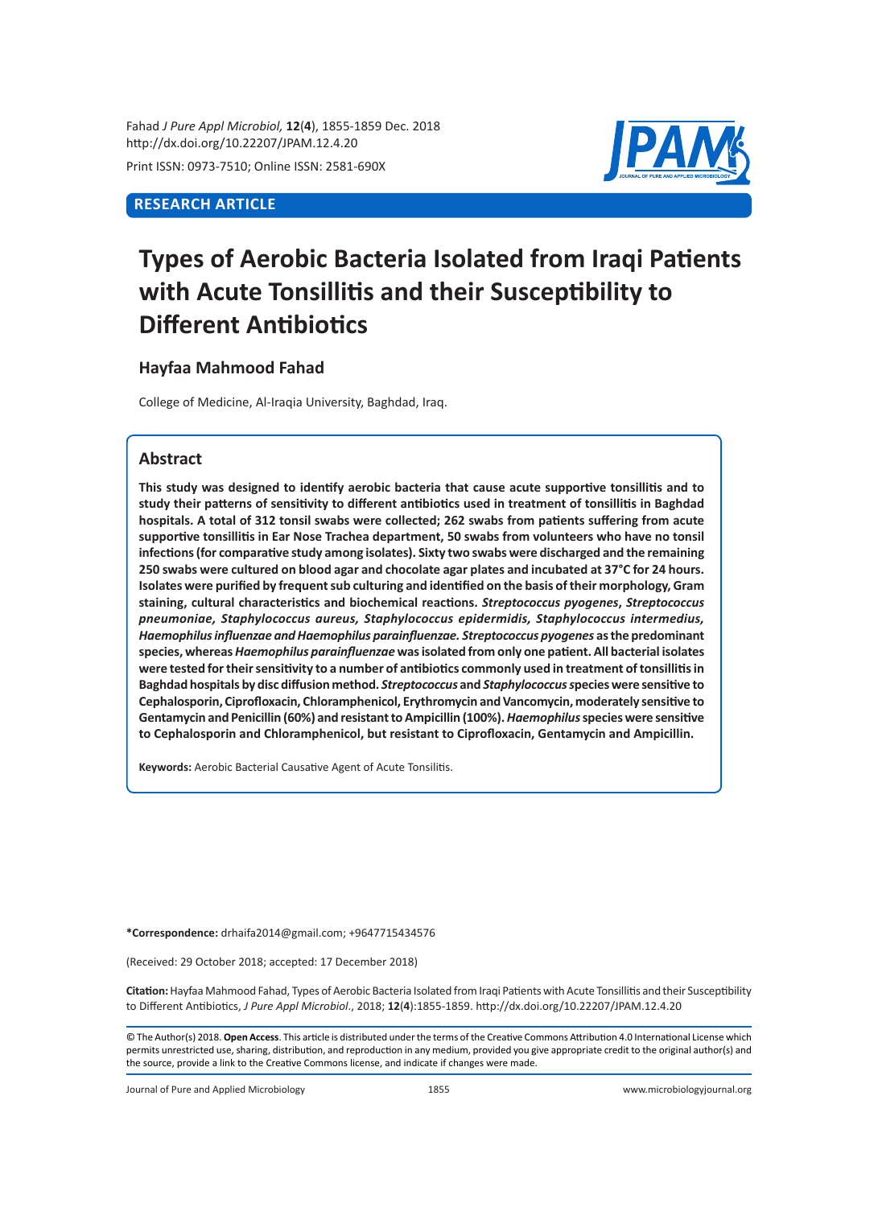RESEARCH ARTICLE

# Types of Aerobic Bacteria Isolated from Iraqi Patients with Acute Tonsillitis and their Susceptibility to Different Antibiotics

**Hayfaa Mahmood Fahad**

College of Medicine, Al-Iraqia University, Baghdad, Iraq.

## Abstract

**This study was designed to identify aerobic bacteria that cause acute supportive tonsillitis and to study their patterns of sensitivity to different antibiotics used in treatment of tonsillitis in Baghdad hospitals. A total of 312 tonsil swabs were collected; 262 swabs from patients suffering from acute supportive tonsillitis in Ear Nose Trachea department, 50 swabs from volunteers who have no tonsil infections (for comparative study among isolates). Sixty two swabs were discharged and the remaining 250 swabs were cultured on blood agar and chocolate agar plates and incubated at 37°C for 24 hours. Isolates were purified by frequent sub culturing and identified on the basis of their morphology, Gram staining, cultural characteristics and biochemical reactions. *Streptococcus pyogenes*, *Streptococcus pneumoniae, Staphylococcus aureus, Staphylococcus epidermidis, Staphylococcus intermedius, Haemophilus influenzae and Haemophilus parainfluenzae. Streptococcus pyogenes* as the predominant species, whereas *Haemophilus parainfluenzae* was isolated from only one patient. All bacterial isolates were tested for their sensitivity to a number of antibiotics commonly used in treatment of tonsillitis in Baghdad hospitals by disc diffusion method. *Streptococcus* and *Staphylococcus* species were sensitive to Cephalosporin, Ciprofloxacin, Chloramphenicol, Erythromycin and Vancomycin, moderately sensitive to Gentamycin and Penicillin (60%) and resistant to Ampicillin (100%). *Haemophilus* species were sensitive to Cephalosporin and Chloramphenicol, but resistant to Ciprofloxacin, Gentamycin and Ampicillin.**

**Keywords:** Aerobic Bacterial Causative Agent of Acute Tonsilitis.

***Correspondence:** drhaifa2014@gmail.com; +9647715434576

(Received: 29 October 2018; accepted: 17 December 2018)

**Citation:** Hayfaa Mahmood Fahad, Types of Aerobic Bacteria Isolated from Iraqi Patients with Acute Tonsillitis and their Susceptibility to Different Antibiotics, *J Pure Appl Microbiol*., 2018; **12**(**4**):1855-1859. http://dx.doi.org/10.22207/JPAM.12.4.20

© The Author(s) 2018. **Open Access**. This article is distributed under the terms of the Creative Commons Attribution 4.0 International License which permits unrestricted use, sharing, distribution, and reproduction in any medium, provided you give appropriate credit to the original author(s) and the source, provide a link to the Creative Commons license, and indicate if changes were made.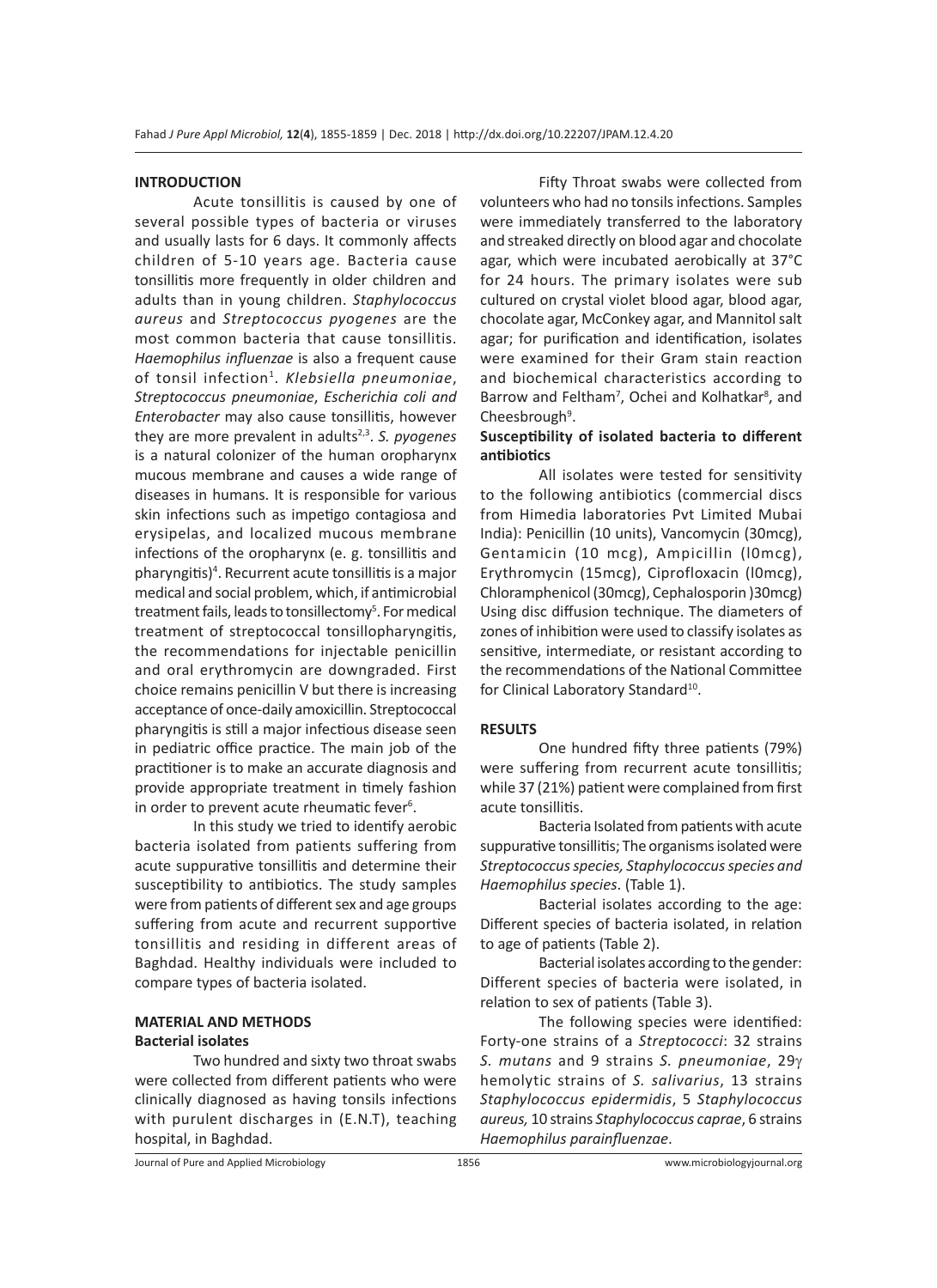## INTRODUCTION

Acute tonsillitis is caused by one of several possible types of bacteria or viruses and usually lasts for 6 days. It commonly affects children of 5-10 years age. Bacteria cause tonsillitis more frequently in older children and adults than in young children. *Staphylococcus aureus* and *Streptococcus pyogenes* are the most common bacteria that cause tonsillitis. *Haemophilus influenzae* is also a frequent cause of tonsil infection[1]. *Klebsiella pneumoniae*, *Streptococcus pneumoniae*, *Escherichia coli and Enterobacter* may also cause tonsillitis, however they are more prevalent in adults[2,3]. *S. pyogenes* is a natural colonizer of the human oropharynx mucous membrane and causes a wide range of diseases in humans. It is responsible for various skin infections such as impetigo contagiosa and erysipelas, and localized mucous membrane infections of the oropharynx (e. g. tonsillitis and pharyngitis)[4]. Recurrent acute tonsillitis is a major medical and social problem, which, if antimicrobial treatment fails, leads to tonsillectomy[5]. For medical treatment of streptococcal tonsillopharyngitis, the recommendations for injectable penicillin and oral erythromycin are downgraded. First choice remains penicillin V but there is increasing acceptance of once-daily amoxicillin. Streptococcal pharyngitis is still a major infectious disease seen in pediatric office practice. The main job of the practitioner is to make an accurate diagnosis and provide appropriate treatment in timely fashion in order to prevent acute rheumatic fever[6].

In this study we tried to identify aerobic bacteria isolated from patients suffering from acute suppurative tonsillitis and determine their susceptibility to antibiotics. The study samples were from patients of different sex and age groups suffering from acute and recurrent supportive tonsillitis and residing in different areas of Baghdad. Healthy individuals were included to compare types of bacteria isolated.

## MATERIAL AND METHODS

### Bacterial isolates

Two hundred and sixty two throat swabs were collected from different patients who were clinically diagnosed as having tonsils infections with purulent discharges in (E.N.T), teaching hospital, in Baghdad.

Fifty Throat swabs were collected from volunteers who had no tonsils infections. Samples were immediately transferred to the laboratory and streaked directly on blood agar and chocolate agar, which were incubated aerobically at 37°C for 24 hours. The primary isolates were sub cultured on crystal violet blood agar, blood agar, chocolate agar, McConkey agar, and Mannitol salt agar; for purification and identification, isolates were examined for their Gram stain reaction and biochemical characteristics according to Barrow and Feltham[7], Ochei and Kolhatkar[8], and Cheesbrough[9].

### Susceptibility of isolated bacteria to different antibiotics

All isolates were tested for sensitivity to the following antibiotics (commercial discs from Himedia laboratories Pvt Limited Mubai India): Penicillin (10 units), Vancomycin (30mcg), Gentamicin (10 mcg), Ampicillin (l0mcg), Erythromycin (15mcg), Ciprofloxacin (l0mcg), Chloramphenicol (30mcg), Cephalosporin )30mcg) Using disc diffusion technique. The diameters of zones of inhibition were used to classify isolates as sensitive, intermediate, or resistant according to the recommendations of the National Committee for Clinical Laboratory Standard[10].

## RESULTS

One hundred fifty three patients (79%) were suffering from recurrent acute tonsillitis; while 37 (21%) patient were complained from first acute tonsillitis.

Bacteria Isolated from patients with acute suppurative tonsillitis; The organisms isolated were *Streptococcus species, Staphylococcus species and Haemophilus species*. (Table 1).

Bacterial isolates according to the age: Different species of bacteria isolated, in relation to age of patients (Table 2).

Bacterial isolates according to the gender: Different species of bacteria were isolated, in relation to sex of patients (Table 3).

The following species were identified: Forty-one strains of a *Streptococci*: 32 strains *S. mutans* and 9 strains *S. pneumoniae*, 29$\gamma$ hemolytic strains of *S. salivarius*, 13 strains *Staphylococcus epidermidis*, 5 *Staphylococcus aureus,* 10 strains *Staphylococcus caprae*, 6 strains *Haemophilus parainfluenzae*.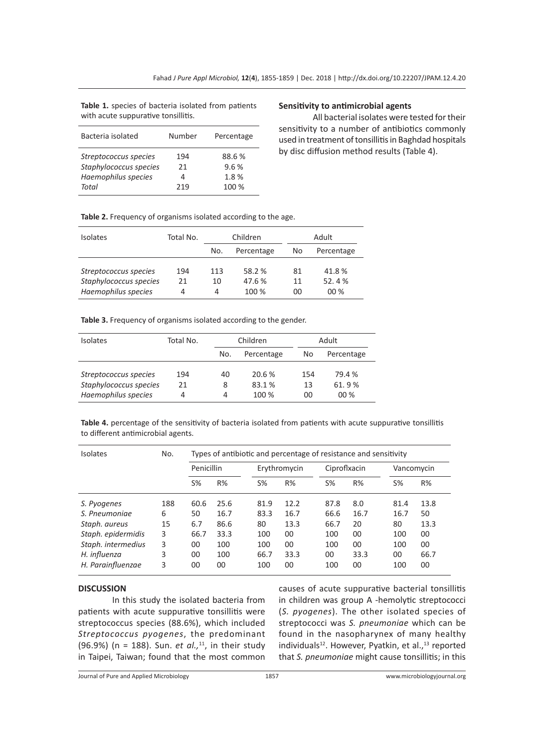**Table 1.** species of bacteria isolated from patients with acute suppurative tonsillitis.

| Bacteria isolated | Number | Percentage |
|---|---|---|
| *Streptococcus species* | 194 | 88.6 % |
| *Staphylococcus species* | 21 | 9.6 % |
| *Haemophilus species* | 4 | 1.8 % |
| *Total* | 219 | 100 % |

**Sensitivity to antimicrobial agents**

All bacterial isolates were tested for their sensitivity to a number of antibiotics commonly used in treatment of tonsillitis in Baghdad hospitals by disc diffusion method results (Table 4).

**Table 2.** Frequency of organisms isolated according to the age.

| Isolates | Total No. | Children | | Adult | |
|---|---|---|---|---|---|
| | | No. | Percentage | No | Percentage |
| *Streptococcus species* | 194 | 113 | 58.2 % | 81 | 41.8 % |
| *Staphylococcus species* | 21 | 10 | 47.6 % | 11 | 52. 4 % |
| *Haemophilus species* | 4 | 4 | 100 % | 00 | 00 % |

**Table 3.** Frequency of organisms isolated according to the gender.

| Isolates | Total No. | Children | | Adult | |
|---|---|---|---|---|---|
| | | No. | Percentage | No | Percentage |
| *Streptococcus species* | 194 | 40 | 20.6 % | 154 | 79.4 % |
| *Staphylococcus species* | 21 | 8 | 83.1 % | 13 | 61. 9 % |
| *Haemophilus species* | 4 | 4 | 100 % | 00 | 00 % |

**Table 4.** percentage of the sensitivity of bacteria isolated from patients with acute suppurative tonsillitis to different antimicrobial agents.

| Isolates | No. | Types of antibiotic and percentage of resistance and sensitivity | | | | | | | |
|---|---|---|---|---|---|---|---|---|---|
| | | Penicillin | | Erythromycin | | Ciproflxacin | | Vancomycin | |
| | | S% | R% | S% | R% | S% | R% | S% | R% |
| *S. Pyogenes* | 188 | 60.6 | 25.6 | 81.9 | 12.2 | 87.8 | 8.0 | 81.4 | 13.8 |
| *S. Pneumoniae* | 6 | 50 | 16.7 | 83.3 | 16.7 | 66.6 | 16.7 | 16.7 | 50 |
| *Staph. aureus* | 15 | 6.7 | 86.6 | 80 | 13.3 | 66.7 | 20 | 80 | 13.3 |
| *Staph. epidermidis* | 3 | 66.7 | 33.3 | 100 | 00 | 100 | 00 | 100 | 00 |
| *Staph. intermedius* | 3 | 00 | 100 | 100 | 00 | 100 | 00 | 100 | 00 |
| *H. influenza* | 3 | 00 | 100 | 66.7 | 33.3 | 00 | 33.3 | 00 | 66.7 |
| *H. Parainfluenzae* | 3 | 00 | 00 | 100 | 00 | 100 | 00 | 100 | 00 |

## DISCUSSION

In this study the isolated bacteria from patients with acute suppurative tonsillitis were streptococcus species (88.6%), which included *Streptococcus pyogenes*, the predominant (96.9%) (n = 188). Sun. *et al.*,[11], in their study in Taipei, Taiwan; found that the most common causes of acute suppurative bacterial tonsillitis in children was group A -hemolytic streptococci (*S. pyogenes*). The other isolated species of streptococci was *S. pneumoniae* which can be found in the nasopharynex of many healthy individuals[12]. However, Pyatkin, et al.,[13] reported that *S. pneumoniae* might cause tonsillitis; in this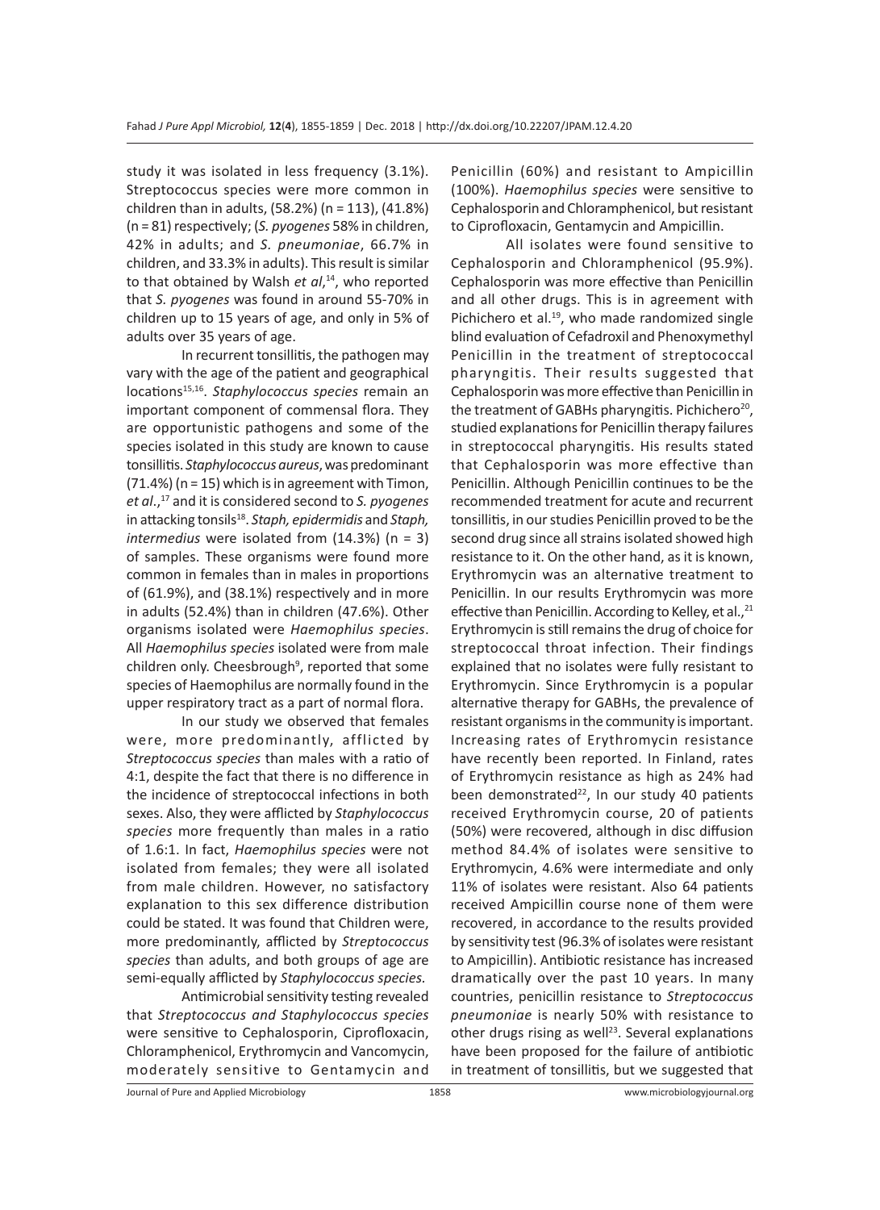study it was isolated in less frequency (3.1%). Streptococcus species were more common in children than in adults, (58.2%) (n = 113), (41.8%) (n = 81) respectively; (*S. pyogenes* 58% in children, 42% in adults; and *S. pneumoniae*, 66.7% in children, and 33.3% in adults). This result is similar to that obtained by Walsh *et al*,[14], who reported that *S. pyogenes* was found in around 55-70% in children up to 15 years of age, and only in 5% of adults over 35 years of age.

In recurrent tonsillitis, the pathogen may vary with the age of the patient and geographical locations[15,16]. *Staphylococcus species* remain an important component of commensal flora. They are opportunistic pathogens and some of the species isolated in this study are known to cause tonsillitis. *Staphylococcus aureus*, was predominant (71.4%) (n = 15) which is in agreement with Timon, *et al*.,[17] and it is considered second to *S. pyogenes* in attacking tonsils[18]. *Staph, epidermidis* and *Staph, intermedius* were isolated from (14.3%) (n = 3) of samples. These organisms were found more common in females than in males in proportions of (61.9%), and (38.1%) respectively and in more in adults (52.4%) than in children (47.6%). Other organisms isolated were *Haemophilus species*. All *Haemophilus species* isolated were from male children only. Cheesbrough[9], reported that some species of Haemophilus are normally found in the upper respiratory tract as a part of normal flora.

In our study we observed that females were, more predominantly, afflicted by *Streptococcus species* than males with a ratio of 4:1, despite the fact that there is no difference in the incidence of streptococcal infections in both sexes. Also, they were afflicted by *Staphylococcus species* more frequently than males in a ratio of 1.6:1. In fact, *Haemophilus species* were not isolated from females; they were all isolated from male children. However, no satisfactory explanation to this sex difference distribution could be stated. It was found that Children were, more predominantly, afflicted by *Streptococcus species* than adults, and both groups of age are semi-equally afflicted by *Staphylococcus species.*

Antimicrobial sensitivity testing revealed that *Streptococcus and Staphylococcus species* were sensitive to Cephalosporin, Ciprofloxacin, Chloramphenicol, Erythromycin and Vancomycin, moderately sensitive to Gentamycin and Penicillin (60%) and resistant to Ampicillin (100%). *Haemophilus species* were sensitive to Cephalosporin and Chloramphenicol, but resistant to Ciprofloxacin, Gentamycin and Ampicillin.

All isolates were found sensitive to Cephalosporin and Chloramphenicol (95.9%). Cephalosporin was more effective than Penicillin and all other drugs. This is in agreement with Pichichero et al.[19], who made randomized single blind evaluation of Cefadroxil and Phenoxymethyl Penicillin in the treatment of streptococcal pharyngitis. Their results suggested that Cephalosporin was more effective than Penicillin in the treatment of GABHs pharyngitis. Pichichero[20], studied explanations for Penicillin therapy failures in streptococcal pharyngitis. His results stated that Cephalosporin was more effective than Penicillin. Although Penicillin continues to be the recommended treatment for acute and recurrent tonsillitis, in our studies Penicillin proved to be the second drug since all strains isolated showed high resistance to it. On the other hand, as it is known, Erythromycin was an alternative treatment to Penicillin. In our results Erythromycin was more effective than Penicillin. According to Kelley, et al.,[21] Erythromycin is still remains the drug of choice for streptococcal throat infection. Their findings explained that no isolates were fully resistant to Erythromycin. Since Erythromycin is a popular alternative therapy for GABHs, the prevalence of resistant organisms in the community is important. Increasing rates of Erythromycin resistance have recently been reported. In Finland, rates of Erythromycin resistance as high as 24% had been demonstrated[22], In our study 40 patients received Erythromycin course, 20 of patients (50%) were recovered, although in disc diffusion method 84.4% of isolates were sensitive to Erythromycin, 4.6% were intermediate and only 11% of isolates were resistant. Also 64 patients received Ampicillin course none of them were recovered, in accordance to the results provided by sensitivity test (96.3% of isolates were resistant to Ampicillin). Antibiotic resistance has increased dramatically over the past 10 years. In many countries, penicillin resistance to *Streptococcus pneumoniae* is nearly 50% with resistance to other drugs rising as well[23]. Several explanations have been proposed for the failure of antibiotic in treatment of tonsillitis, but we suggested that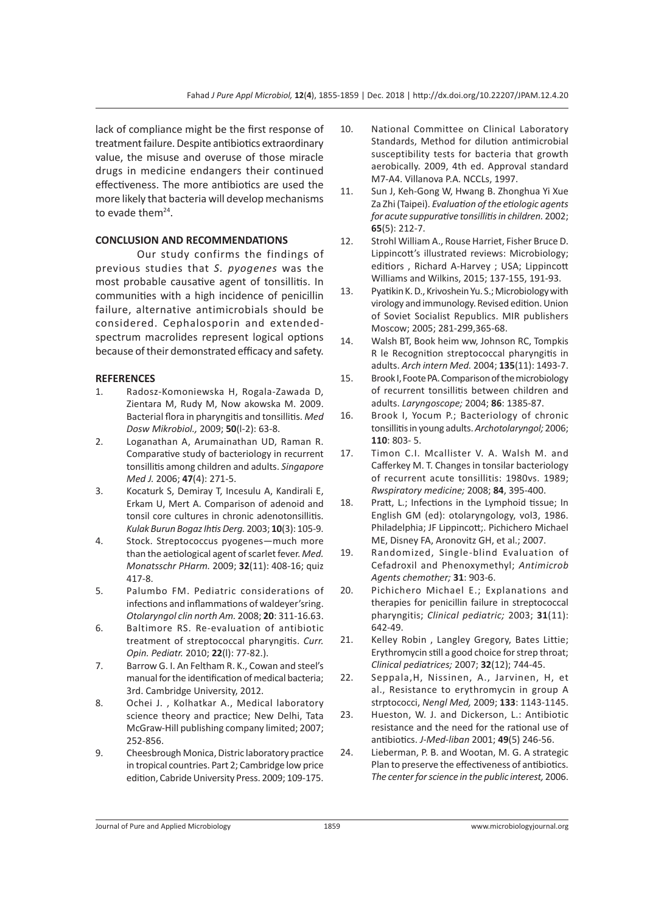lack of compliance might be the first response of treatment failure. Despite antibiotics extraordinary value, the misuse and overuse of those miracle drugs in medicine endangers their continued effectiveness. The more antibiotics are used the more likely that bacteria will develop mechanisms to evade them[24].

## CONCLUSION AND RECOMMENDATIONS

Our study confirms the findings of previous studies that *S. pyogenes* was the most probable causative agent of tonsillitis. In communities with a high incidence of penicillin failure, alternative antimicrobials should be considered. Cephalosporin and extended-spectrum macrolides represent logical options because of their demonstrated efficacy and safety.

## REFERENCES

1. Radosz-Komoniewska H, Rogala-Zawada D, Zientara M, Rudy M, Now akowska M. 2009. Bacterial flora in pharyngitis and tonsillitis. *Med Dosw Mikrobiol.,* 2009; **50**(l-2): 63-8.
2. Loganathan A, Arumainathan UD, Raman R. Comparative study of bacteriology in recurrent tonsillitis among children and adults. *Singapore Med J.* 2006; **47**(4): 271-5.
3. Kocaturk S, Demiray T, Incesulu A, Kandirali E, Erkam U, Mert A. Comparison of adenoid and tonsil core cultures in chronic adenotonsillitis. *Kulak Burun Bogaz Ihtis Derg.* 2003; **10**(3): 105-9.
4. Stock. Streptococcus pyogenes—much more than the aetiological agent of scarlet fever. *Med. Monatsschr PHarm.* 2009; **32**(11): 408-16; quiz 417-8.
5. Palumbo FM. Pediatric considerations of infections and inflammations of waldeyer'sring. *Otolaryngol clin north Am.* 2008; **20**: 311-16.63.
6. Baltimore RS. Re-evaluation of antibiotic treatment of streptococcal pharyngitis. *Curr. Opin. Pediatr.* 2010; **22**(l): 77-82.).
7. Barrow G. I. An Feltham R. K., Cowan and steel's manual for the identification of medical bacteria; 3rd. Cambridge University, 2012.
8. Ochei J. , Kolhatkar A., Medical laboratory science theory and practice; New Delhi, Tata McGraw-Hill publishing company limited; 2007; 252-856.
9. Cheesbrough Monica, Distric laboratory practice in tropical countries. Part 2; Cambridge low price edition, Cabride University Press. 2009; 109-175.
10. National Committee on Clinical Laboratory Standards, Method for dilution antimicrobial susceptibility tests for bacteria that growth aerobically. 2009, 4th ed. Approval standard M7-A4. Villanova P.A. NCCLs, 1997.
11. Sun J, Keh-Gong W, Hwang B. Zhonghua Yi Xue Za Zhi (Taipei). *Evaluation of the etiologic agents for acute suppurative tonsillitis in children.* 2002; **65**(5): 212-7.
12. Strohl William A., Rouse Harriet, Fisher Bruce D. Lippincott's illustrated reviews: Microbiology; editiors , Richard A-Harvey ; USA; Lippincott Williams and Wilkins, 2015; 137-155, 191-93.
13. Pyatikin K. D., Krivoshein Yu. S.; Microbiology with virology and immunology. Revised edition. Union of Soviet Socialist Republics. MIR publishers Moscow; 2005; 281-299,365-68.
14. Walsh BT, Book heim ww, Johnson RC, Tompkis R le Recognition streptococcal pharyngitis in adults. *Arch intern Med.* 2004; **135**(11): 1493-7.
15. Brook I, Foote PA. Comparison of the microbiology of recurrent tonsillitis between children and adults. *Laryngoscope;* 2004; **86**: 1385-87.
16. Brook I, Yocum P.; Bacteriology of chronic tonsillitis in young adults. *Archotolaryngol;* 2006; **110**: 803- 5.
17. Timon C.I. Mcallister V. A. Walsh M. and Cafferkey M. T. Changes in tonsilar bacteriology of recurrent acute tonsillitis: 1980vs. 1989; *Rwspiratory medicine;* 2008; **84**, 395-400.
18. Pratt, L.; Infections in the Lymphoid tissue; In English GM (ed): otolaryngology, vol3, 1986. Philadelphia; JF Lippincott;. Pichichero Michael ME, Disney FA, Aronovitz GH, et al.; 2007.
19. Randomized, Single-blind Evaluation of Cefadroxil and Phenoxymethyl; *Antimicrob Agents chemother;* **31**: 903-6.
20. Pichichero Michael E.; Explanations and therapies for penicillin failure in streptococcal pharyngitis; *Clinical pediatric;* 2003; **31**(11): 642-49.
21. Kelley Robin , Langley Gregory, Bates Littie; Erythromycin still a good choice for strep throat; *Clinical pediatrices;* 2007; **32**(12); 744-45.
22. Seppala,H, Nissinen, A., Jarvinen, H, et al., Resistance to erythromycin in group A strptococci, *Nengl Med,* 2009; **133**: 1143-1145.
23. Hueston, W. J. and Dickerson, L.: Antibiotic resistance and the need for the rational use of antibiotics. *J-Med-liban* 2001; **49**(5) 246-56.
24. Lieberman, P. B. and Wootan, M. G. A strategic Plan to preserve the effectiveness of antibiotics. *The center for science in the public interest,* 2006.